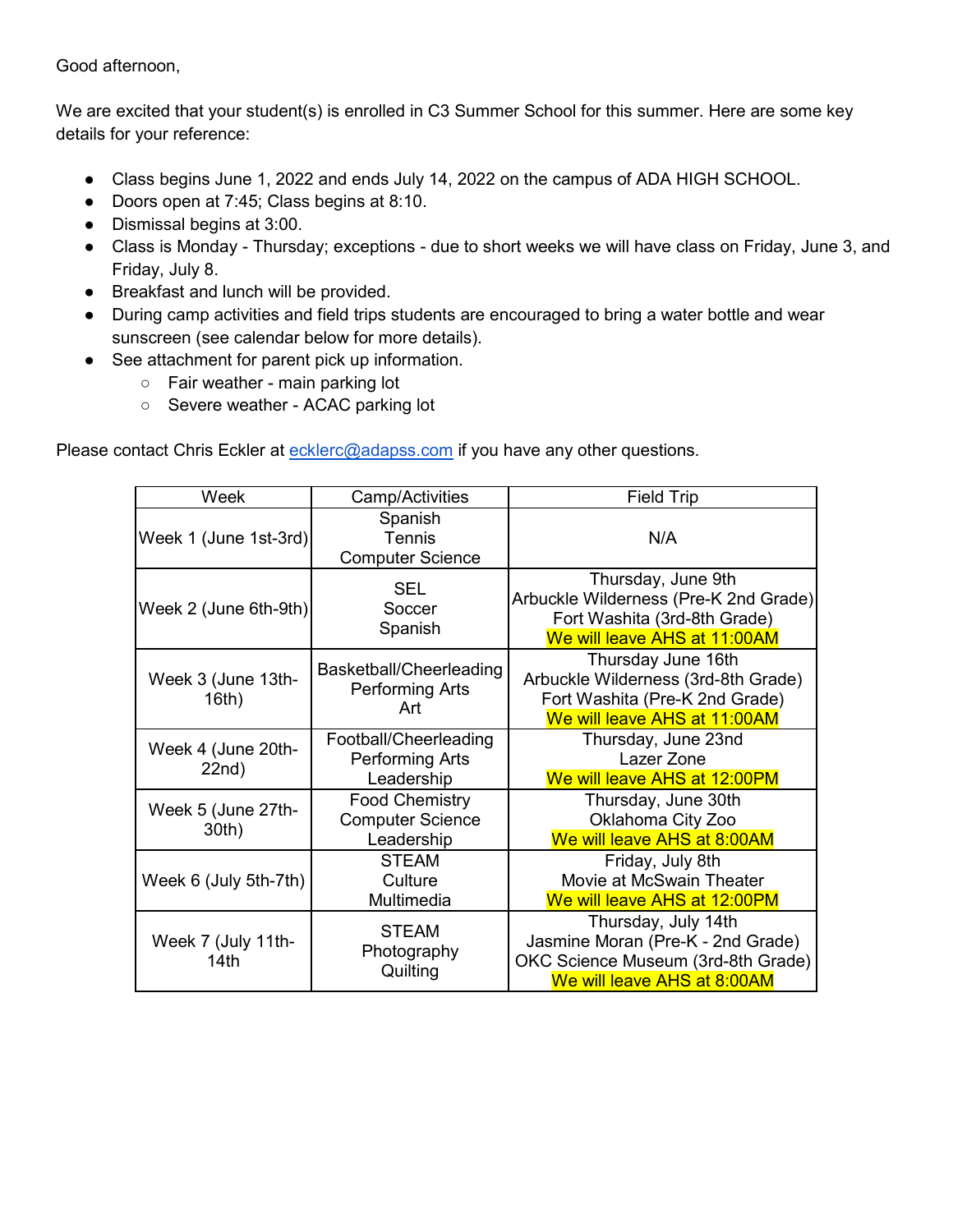Good afternoon,

We are excited that your student(s) is enrolled in C3 Summer School for this summer. Here are some key details for your reference:

- Class begins June 1, 2022 and ends July 14, 2022 on the campus of ADA HIGH SCHOOL.
- Doors open at 7:45; Class begins at 8:10.
- Dismissal begins at 3:00.
- Class is Monday - Thursday; exceptions - due to short weeks we will have class on Friday, June 3, and Friday, July 8.
- Breakfast and lunch will be provided.
- During camp activities and field trips students are encouraged to bring a water bottle and wear sunscreen (see calendar below for more details).
- See attachment for parent pick up information.
  - Fair weather - main parking lot
  - Severe weather - ACAC parking lot

Please contact Chris Eckler at ecklerc@adapss.com if you have any other questions.

| Week | Camp/Activities | Field Trip |
|---|---|---|
| Week 1 (June 1st-3rd) | Spanish<br>Tennis<br>Computer Science | N/A |
| Week 2 (June 6th-9th) | SEL<br>Soccer<br>Spanish | Thursday, June 9th<br>Arbuckle Wilderness (Pre-K 2nd Grade)<br>Fort Washita (3rd-8th Grade)<br>We will leave AHS at 11:00AM |
| Week 3 (June 13th-16th) | Basketball/Cheerleading<br>Performing Arts<br>Art | Thursday June 16th<br>Arbuckle Wilderness (3rd-8th Grade)<br>Fort Washita (Pre-K 2nd Grade)<br>We will leave AHS at 11:00AM |
| Week 4 (June 20th-22nd) | Football/Cheerleading<br>Performing Arts<br>Leadership | Thursday, June 23nd<br>Lazer Zone<br>We will leave AHS at 12:00PM |
| Week 5 (June 27th-30th) | Food Chemistry<br>Computer Science<br>Leadership | Thursday, June 30th<br>Oklahoma City Zoo<br>We will leave AHS at 8:00AM |
| Week 6 (July 5th-7th) | STEAM<br>Culture<br>Multimedia | Friday, July 8th<br>Movie at McSwain Theater<br>We will leave AHS at 12:00PM |
| Week 7 (July 11th-14th | STEAM<br>Photography<br>Quilting | Thursday, July 14th<br>Jasmine Moran (Pre-K - 2nd Grade)<br>OKC Science Museum (3rd-8th Grade)<br>We will leave AHS at 8:00AM |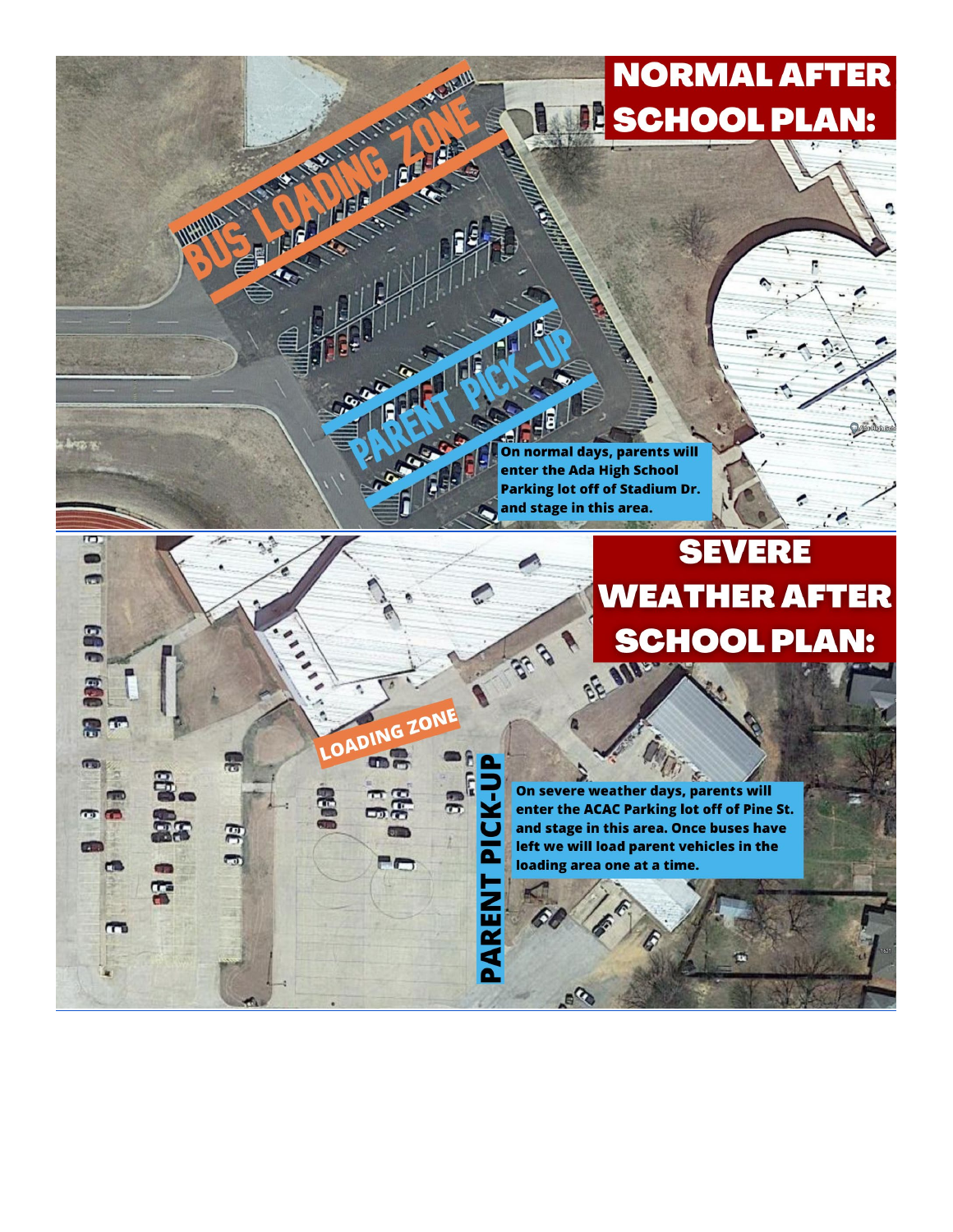# NORMAL AFTER SCHOOL PLAN:

BUS LOADING ZONE

PARENT PICK-UP

**On normal days, parents will enter the Ada High School Parking lot off of Stadium Dr. and stage in this area.**

# SEVERE WEATHER AFTER SCHOOL PLAN:

LOADING ZONE

PARENT PICK-UP

**On severe weather days, parents will enter the ACAC Parking lot off of Pine St. and stage in this area. Once buses have left we will load parent vehicles in the loading area one at a time.**